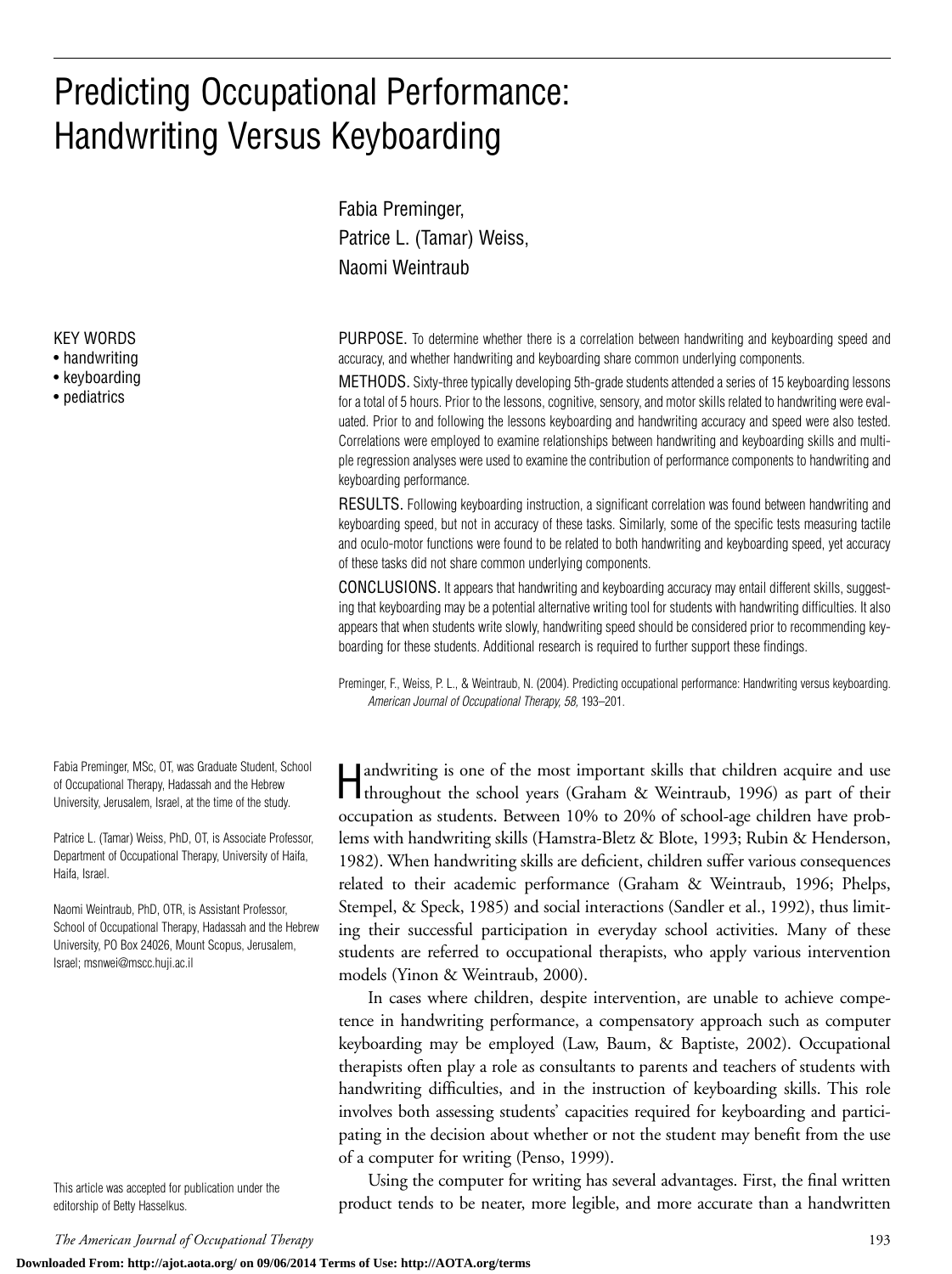# Predicting Occupational Performance: Handwriting Versus Keyboarding

Fabia Preminger,
Patrice L. (Tamar) Weiss,
Naomi Weintraub

KEY WORDS
- handwriting
- keyboarding
- pediatrics

PURPOSE. To determine whether there is a correlation between handwriting and keyboarding speed and accuracy, and whether handwriting and keyboarding share common underlying components.

METHODS. Sixty-three typically developing 5th-grade students attended a series of 15 keyboarding lessons for a total of 5 hours. Prior to the lessons, cognitive, sensory, and motor skills related to handwriting were evaluated. Prior to and following the lessons keyboarding and handwriting accuracy and speed were also tested. Correlations were employed to examine relationships between handwriting and keyboarding skills and multiple regression analyses were used to examine the contribution of performance components to handwriting and keyboarding performance.

RESULTS. Following keyboarding instruction, a significant correlation was found between handwriting and keyboarding speed, but not in accuracy of these tasks. Similarly, some of the specific tests measuring tactile and oculo-motor functions were found to be related to both handwriting and keyboarding speed, yet accuracy of these tasks did not share common underlying components.

CONCLUSIONS. It appears that handwriting and keyboarding accuracy may entail different skills, suggesting that keyboarding may be a potential alternative writing tool for students with handwriting difficulties. It also appears that when students write slowly, handwriting speed should be considered prior to recommending keyboarding for these students. Additional research is required to further support these findings.

Preminger, F., Weiss, P. L., & Weintraub, N. (2004). Predicting occupational performance: Handwriting versus keyboarding. *American Journal of Occupational Therapy, 58,* 193–201.

Fabia Preminger, MSc, OT, was Graduate Student, School of Occupational Therapy, Hadassah and the Hebrew University, Jerusalem, Israel, at the time of the study.

Patrice L. (Tamar) Weiss, PhD, OT, is Associate Professor, Department of Occupational Therapy, University of Haifa, Haifa, Israel.

Naomi Weintraub, PhD, OTR, is Assistant Professor, School of Occupational Therapy, Hadassah and the Hebrew University, PO Box 24026, Mount Scopus, Jerusalem, Israel; msnwei@mscc.huji.ac.il

This article was accepted for publication under the editorship of Betty Hasselkus.

Handwriting is one of the most important skills that children acquire and use throughout the school years (Graham & Weintraub, 1996) as part of their occupation as students. Between 10% to 20% of school-age children have problems with handwriting skills (Hamstra-Bletz & Blote, 1993; Rubin & Henderson, 1982). When handwriting skills are deficient, children suffer various consequences related to their academic performance (Graham & Weintraub, 1996; Phelps, Stempel, & Speck, 1985) and social interactions (Sandler et al., 1992), thus limiting their successful participation in everyday school activities. Many of these students are referred to occupational therapists, who apply various intervention models (Yinon & Weintraub, 2000).

In cases where children, despite intervention, are unable to achieve competence in handwriting performance, a compensatory approach such as computer keyboarding may be employed (Law, Baum, & Baptiste, 2002). Occupational therapists often play a role as consultants to parents and teachers of students with handwriting difficulties, and in the instruction of keyboarding skills. This role involves both assessing students' capacities required for keyboarding and participating in the decision about whether or not the student may benefit from the use of a computer for writing (Penso, 1999).

Using the computer for writing has several advantages. First, the final written product tends to be neater, more legible, and more accurate than a handwritten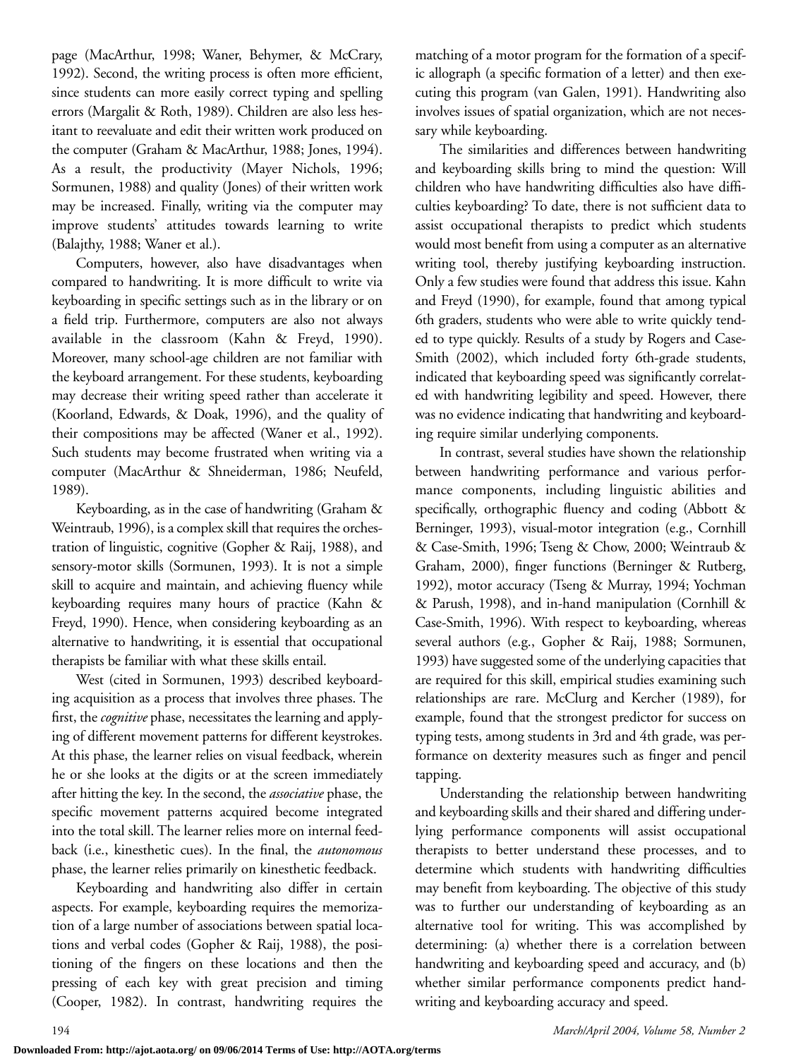page (MacArthur, 1998; Waner, Behymer, & McCrary, 1992). Second, the writing process is often more efficient, since students can more easily correct typing and spelling errors (Margalit & Roth, 1989). Children are also less hesitant to reevaluate and edit their written work produced on the computer (Graham & MacArthur, 1988; Jones, 1994). As a result, the productivity (Mayer Nichols, 1996; Sormunen, 1988) and quality (Jones) of their written work may be increased. Finally, writing via the computer may improve students' attitudes towards learning to write (Balajthy, 1988; Waner et al.).

Computers, however, also have disadvantages when compared to handwriting. It is more difficult to write via keyboarding in specific settings such as in the library or on a field trip. Furthermore, computers are also not always available in the classroom (Kahn & Freyd, 1990). Moreover, many school-age children are not familiar with the keyboard arrangement. For these students, keyboarding may decrease their writing speed rather than accelerate it (Koorland, Edwards, & Doak, 1996), and the quality of their compositions may be affected (Waner et al., 1992). Such students may become frustrated when writing via a computer (MacArthur & Shneiderman, 1986; Neufeld, 1989).

Keyboarding, as in the case of handwriting (Graham & Weintraub, 1996), is a complex skill that requires the orchestration of linguistic, cognitive (Gopher & Raij, 1988), and sensory-motor skills (Sormunen, 1993). It is not a simple skill to acquire and maintain, and achieving fluency while keyboarding requires many hours of practice (Kahn & Freyd, 1990). Hence, when considering keyboarding as an alternative to handwriting, it is essential that occupational therapists be familiar with what these skills entail.

West (cited in Sormunen, 1993) described keyboarding acquisition as a process that involves three phases. The first, the *cognitive* phase, necessitates the learning and applying of different movement patterns for different keystrokes. At this phase, the learner relies on visual feedback, wherein he or she looks at the digits or at the screen immediately after hitting the key. In the second, the *associative* phase, the specific movement patterns acquired become integrated into the total skill. The learner relies more on internal feedback (i.e., kinesthetic cues). In the final, the *autonomous* phase, the learner relies primarily on kinesthetic feedback.

Keyboarding and handwriting also differ in certain aspects. For example, keyboarding requires the memorization of a large number of associations between spatial locations and verbal codes (Gopher & Raij, 1988), the positioning of the fingers on these locations and then the pressing of each key with great precision and timing (Cooper, 1982). In contrast, handwriting requires the matching of a motor program for the formation of a specific allograph (a specific formation of a letter) and then executing this program (van Galen, 1991). Handwriting also involves issues of spatial organization, which are not necessary while keyboarding.

The similarities and differences between handwriting and keyboarding skills bring to mind the question: Will children who have handwriting difficulties also have difficulties keyboarding? To date, there is not sufficient data to assist occupational therapists to predict which students would most benefit from using a computer as an alternative writing tool, thereby justifying keyboarding instruction. Only a few studies were found that address this issue. Kahn and Freyd (1990), for example, found that among typical 6th graders, students who were able to write quickly tended to type quickly. Results of a study by Rogers and Case-Smith (2002), which included forty 6th-grade students, indicated that keyboarding speed was significantly correlated with handwriting legibility and speed. However, there was no evidence indicating that handwriting and keyboarding require similar underlying components.

In contrast, several studies have shown the relationship between handwriting performance and various performance components, including linguistic abilities and specifically, orthographic fluency and coding (Abbott & Berninger, 1993), visual-motor integration (e.g., Cornhill & Case-Smith, 1996; Tseng & Chow, 2000; Weintraub & Graham, 2000), finger functions (Berninger & Rutberg, 1992), motor accuracy (Tseng & Murray, 1994; Yochman & Parush, 1998), and in-hand manipulation (Cornhill & Case-Smith, 1996). With respect to keyboarding, whereas several authors (e.g., Gopher & Raij, 1988; Sormunen, 1993) have suggested some of the underlying capacities that are required for this skill, empirical studies examining such relationships are rare. McClurg and Kercher (1989), for example, found that the strongest predictor for success on typing tests, among students in 3rd and 4th grade, was performance on dexterity measures such as finger and pencil tapping.

Understanding the relationship between handwriting and keyboarding skills and their shared and differing underlying performance components will assist occupational therapists to better understand these processes, and to determine which students with handwriting difficulties may benefit from keyboarding. The objective of this study was to further our understanding of keyboarding as an alternative tool for writing. This was accomplished by determining: (a) whether there is a correlation between handwriting and keyboarding speed and accuracy, and (b) whether similar performance components predict handwriting and keyboarding accuracy and speed.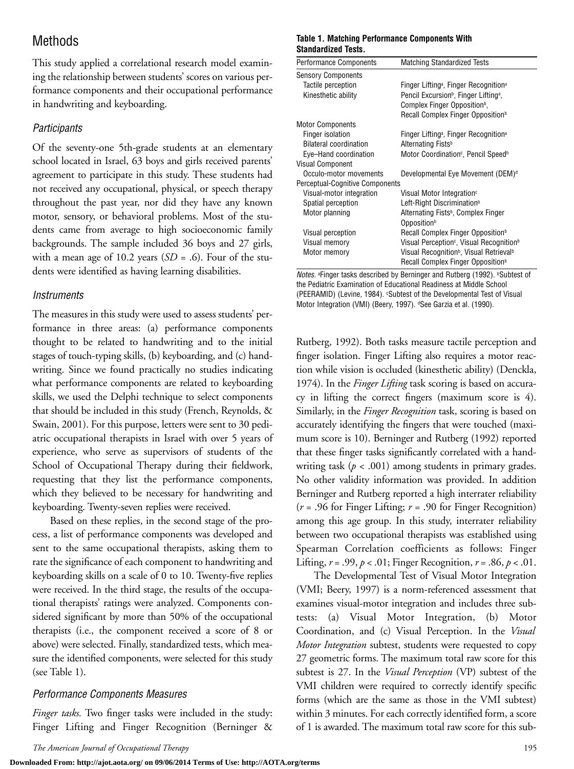## Methods

This study applied a correlational research model examining the relationship between students' scores on various performance components and their occupational performance in handwriting and keyboarding.

### Participants

Of the seventy-one 5th-grade students at an elementary school located in Israel, 63 boys and girls received parents' agreement to participate in this study. These students had not received any occupational, physical, or speech therapy throughout the past year, nor did they have any known motor, sensory, or behavioral problems. Most of the students came from average to high socioeconomic family backgrounds. The sample included 36 boys and 27 girls, with a mean age of 10.2 years (*SD* = .6). Four of the students were identified as having learning disabilities.

### Instruments

The measures in this study were used to assess students' performance in three areas: (a) performance components thought to be related to handwriting and to the initial stages of touch-typing skills, (b) keyboarding, and (c) handwriting. Since we found practically no studies indicating what performance components are related to keyboarding skills, we used the Delphi technique to select components that should be included in this study (French, Reynolds, & Swain, 2001). For this purpose, letters were sent to 30 pediatric occupational therapists in Israel with over 5 years of experience, who serve as supervisors of students of the School of Occupational Therapy during their fieldwork, requesting that they list the performance components, which they believed to be necessary for handwriting and keyboarding. Twenty-seven replies were received.

Based on these replies, in the second stage of the process, a list of performance components was developed and sent to the same occupational therapists, asking them to rate the significance of each component to handwriting and keyboarding skills on a scale of 0 to 10. Twenty-five replies were received. In the third stage, the results of the occupational therapists' ratings were analyzed. Components considered significant by more than 50% of the occupational therapists (i.e., the component received a score of 8 or above) were selected. Finally, standardized tests, which measure the identified components, were selected for this study (see Table 1).

**Table 1. Matching Performance Components With Standardized Tests.**

| Performance Components | Matching Standardized Tests |
|---|---|
| Sensory Components | |
| Tactile perception | Finger Lifting[a], Finger Recognition[a] |
| Kinesthetic ability | Pencil Excursion[b], Finger Lifting[a], Complex Finger Opposition[b], Recall Complex Finger Opposition[b] |
| Motor Components | |
| Finger isolation | Finger Lifting[a], Finger Recognition[a] |
| Bilateral coordination | Alternating Fists[b] |
| Eye–Hand coordination | Motor Coordination[c], Pencil Speed[b] |
| Visual Component | |
| Occulo-motor movements | Developmental Eye Movement (DEM)[d] |
| Perceptual-Cognitive Components | |
| Visual-motor integration | Visual Motor Integration[c] |
| Spatial perception | Left-Right Discrimination[b] |
| Motor planning | Alternating Fists[b], Complex Finger Opposition[b] |
| Visual perception | Recall Complex Finger Opposition[b] |
| Visual memory | Visual Perception[c], Visual Recognition[b] |
| Motor memory | Visual Recognition[b], Visual Retrieval[b] Recall Complex Finger Opposition[b] |

*Notes.* [a]Finger tasks described by Berninger and Rutberg (1992). [b]Subtest of the Pediatric Examination of Educational Readiness at Middle School (PEERAMID) (Levine, 1984). [c]Subtest of the Developmental Test of Visual Motor Integration (VMI) (Beery, 1997). [d]See Garzia et al. (1990).

### Performance Components Measures

*Finger tasks.* Two finger tasks were included in the study: Finger Lifting and Finger Recognition (Berninger & Rutberg, 1992). Both tasks measure tactile perception and finger isolation. Finger Lifting also requires a motor reaction while vision is occluded (kinesthetic ability) (Denckla, 1974). In the *Finger Lifting* task scoring is based on accuracy in lifting the correct fingers (maximum score is 4). Similarly, in the *Finger Recognition* task, scoring is based on accurately identifying the fingers that were touched (maximum score is 10). Berninger and Rutberg (1992) reported that these finger tasks significantly correlated with a handwriting task ($p < .001$) among students in primary grades. No other validity information was provided. In addition Berninger and Rutberg reported a high interrater reliability ($r = .96$ for Finger Lifting; $r = .90$ for Finger Recognition) among this age group. In this study, interrater reliability between two occupational therapists was established using Spearman Correlation coefficients as follows: Finger Lifting, $r = .99$, $p < .01$; Finger Recognition, $r = .86$, $p < .01$.

The Developmental Test of Visual Motor Integration (VMI; Beery, 1997) is a norm-referenced assessment that examines visual-motor integration and includes three subtests: (a) Visual Motor Integration, (b) Motor Coordination, and (c) Visual Perception. In the *Visual Motor Integration* subtest, students were requested to copy 27 geometric forms. The maximum total raw score for this subtest is 27. In the *Visual Perception* (VP) subtest of the VMI children were required to correctly identify specific forms (which are the same as those in the VMI subtest) within 3 minutes. For each correctly identified form, a score of 1 is awarded. The maximum total raw score for this sub-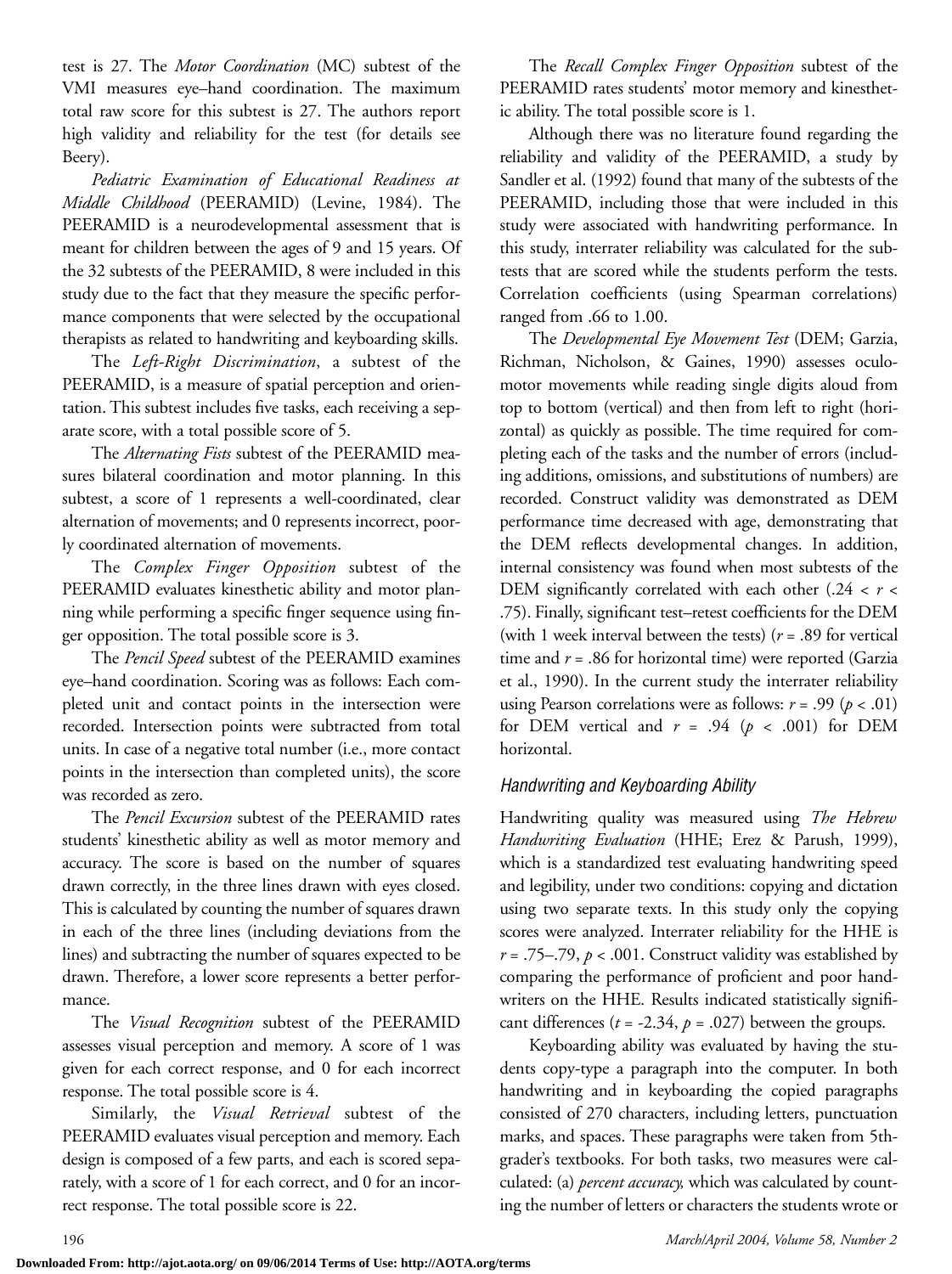test is 27. The *Motor Coordination* (MC) subtest of the VMI measures eye–hand coordination. The maximum total raw score for this subtest is 27. The authors report high validity and reliability for the test (for details see Beery).

*Pediatric Examination of Educational Readiness at Middle Childhood* (PEERAMID) (Levine, 1984). The PEERAMID is a neurodevelopmental assessment that is meant for children between the ages of 9 and 15 years. Of the 32 subtests of the PEERAMID, 8 were included in this study due to the fact that they measure the specific performance components that were selected by the occupational therapists as related to handwriting and keyboarding skills.

The *Left-Right Discrimination*, a subtest of the PEERAMID, is a measure of spatial perception and orientation. This subtest includes five tasks, each receiving a separate score, with a total possible score of 5.

The *Alternating Fists* subtest of the PEERAMID measures bilateral coordination and motor planning. In this subtest, a score of 1 represents a well-coordinated, clear alternation of movements; and 0 represents incorrect, poorly coordinated alternation of movements.

The *Complex Finger Opposition* subtest of the PEERAMID evaluates kinesthetic ability and motor planning while performing a specific finger sequence using finger opposition. The total possible score is 3.

The *Pencil Speed* subtest of the PEERAMID examines eye–hand coordination. Scoring was as follows: Each completed unit and contact points in the intersection were recorded. Intersection points were subtracted from total units. In case of a negative total number (i.e., more contact points in the intersection than completed units), the score was recorded as zero.

The *Pencil Excursion* subtest of the PEERAMID rates students' kinesthetic ability as well as motor memory and accuracy. The score is based on the number of squares drawn correctly, in the three lines drawn with eyes closed. This is calculated by counting the number of squares drawn in each of the three lines (including deviations from the lines) and subtracting the number of squares expected to be drawn. Therefore, a lower score represents a better performance.

The *Visual Recognition* subtest of the PEERAMID assesses visual perception and memory. A score of 1 was given for each correct response, and 0 for each incorrect response. The total possible score is 4.

Similarly, the *Visual Retrieval* subtest of the PEERAMID evaluates visual perception and memory. Each design is composed of a few parts, and each is scored separately, with a score of 1 for each correct, and 0 for an incorrect response. The total possible score is 22.

The *Recall Complex Finger Opposition* subtest of the PEERAMID rates students' motor memory and kinesthetic ability. The total possible score is 1.

Although there was no literature found regarding the reliability and validity of the PEERAMID, a study by Sandler et al. (1992) found that many of the subtests of the PEERAMID, including those that were included in this study were associated with handwriting performance. In this study, interrater reliability was calculated for the subtests that are scored while the students perform the tests. Correlation coefficients (using Spearman correlations) ranged from .66 to 1.00.

The *Developmental Eye Movement Test* (DEM; Garzia, Richman, Nicholson, & Gaines, 1990) assesses oculomotor movements while reading single digits aloud from top to bottom (vertical) and then from left to right (horizontal) as quickly as possible. The time required for completing each of the tasks and the number of errors (including additions, omissions, and substitutions of numbers) are recorded. Construct validity was demonstrated as DEM performance time decreased with age, demonstrating that the DEM reflects developmental changes. In addition, internal consistency was found when most subtests of the DEM significantly correlated with each other ($.24 < r < .75$). Finally, significant test–retest coefficients for the DEM (with 1 week interval between the tests) ($r = .89$ for vertical time and $r = .86$ for horizontal time) were reported (Garzia et al., 1990). In the current study the interrater reliability using Pearson correlations were as follows: $r = .99$ ($p < .01$) for DEM vertical and $r = .94$ ($p < .001$) for DEM horizontal.

### Handwriting and Keyboarding Ability

Handwriting quality was measured using *The Hebrew Handwriting Evaluation* (HHE; Erez & Parush, 1999), which is a standardized test evaluating handwriting speed and legibility, under two conditions: copying and dictation using two separate texts. In this study only the copying scores were analyzed. Interrater reliability for the HHE is $r = .75$–$.79$, $p < .001$. Construct validity was established by comparing the performance of proficient and poor handwriters on the HHE. Results indicated statistically significant differences ($t = -2.34$, $p = .027$) between the groups.

Keyboarding ability was evaluated by having the students copy-type a paragraph into the computer. In both handwriting and in keyboarding the copied paragraphs consisted of 270 characters, including letters, punctuation marks, and spaces. These paragraphs were taken from 5th-grader's textbooks. For both tasks, two measures were calculated: (a) *percent accuracy,* which was calculated by counting the number of letters or characters the students wrote or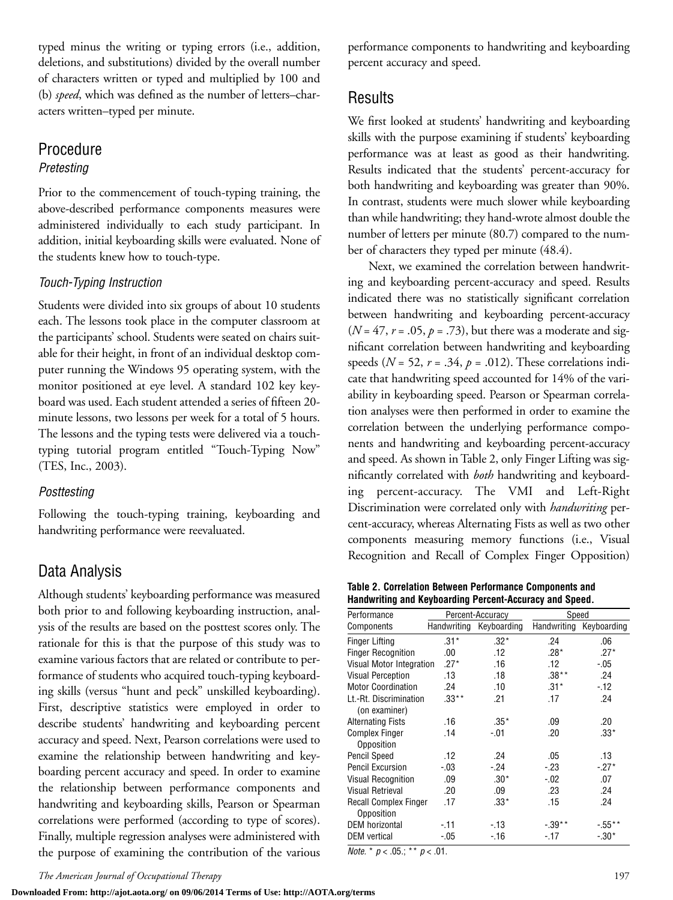typed minus the writing or typing errors (i.e., addition, deletions, and substitutions) divided by the overall number of characters written or typed and multiplied by 100 and (b) *speed*, which was defined as the number of letters–characters written–typed per minute.

## Procedure

### Pretesting

Prior to the commencement of touch-typing training, the above-described performance components measures were administered individually to each study participant. In addition, initial keyboarding skills were evaluated. None of the students knew how to touch-type.

### Touch-Typing Instruction

Students were divided into six groups of about 10 students each. The lessons took place in the computer classroom at the participants' school. Students were seated on chairs suitable for their height, in front of an individual desktop computer running the Windows 95 operating system, with the monitor positioned at eye level. A standard 102 key keyboard was used. Each student attended a series of fifteen 20-minute lessons, two lessons per week for a total of 5 hours. The lessons and the typing tests were delivered via a touch-typing tutorial program entitled "Touch-Typing Now" (TES, Inc., 2003).

### Posttesting

Following the touch-typing training, keyboarding and handwriting performance were reevaluated.

## Data Analysis

Although students' keyboarding performance was measured both prior to and following keyboarding instruction, analysis of the results are based on the posttest scores only. The rationale for this is that the purpose of this study was to examine various factors that are related or contribute to performance of students who acquired touch-typing keyboarding skills (versus "hunt and peck" unskilled keyboarding). First, descriptive statistics were employed in order to describe students' handwriting and keyboarding percent accuracy and speed. Next, Pearson correlations were used to examine the relationship between handwriting and keyboarding percent accuracy and speed. In order to examine the relationship between performance components and handwriting and keyboarding skills, Pearson or Spearman correlations were performed (according to type of scores). Finally, multiple regression analyses were administered with the purpose of examining the contribution of the various performance components to handwriting and keyboarding percent accuracy and speed.

## Results

We first looked at students' handwriting and keyboarding skills with the purpose examining if students' keyboarding performance was at least as good as their handwriting. Results indicated that the students' percent-accuracy for both handwriting and keyboarding was greater than 90%. In contrast, students were much slower while keyboarding than while handwriting; they hand-wrote almost double the number of letters per minute (80.7) compared to the number of characters they typed per minute (48.4).

Next, we examined the correlation between handwriting and keyboarding percent-accuracy and speed. Results indicated there was no statistically significant correlation between handwriting and keyboarding percent-accuracy ($N = 47$, $r = .05$, $p = .73$), but there was a moderate and significant correlation between handwriting and keyboarding speeds ($N = 52$, $r = .34$, $p = .012$). These correlations indicate that handwriting speed accounted for 14% of the variability in keyboarding speed. Pearson or Spearman correlation analyses were then performed in order to examine the correlation between the underlying performance components and handwriting and keyboarding percent-accuracy and speed. As shown in Table 2, only Finger Lifting was significantly correlated with *both* handwriting and keyboarding percent-accuracy. The VMI and Left-Right Discrimination were correlated only with *handwriting* percent-accuracy, whereas Alternating Fists as well as two other components measuring memory functions (i.e., Visual Recognition and Recall of Complex Finger Opposition)

**Table 2. Correlation Between Performance Components and Handwriting and Keyboarding Percent-Accuracy and Speed.**

| Performance Components | Percent-Accuracy | | Speed | |
|---|---|---|---|---|
| | Handwriting | Keyboarding | Handwriting | Keyboarding |
| Finger Lifting | .31* | .32* | .24 | .06 |
| Finger Recognition | .00 | .12 | .28* | .27* |
| Visual Motor Integration | .27* | .16 | .12 | -.05 |
| Visual Perception | .13 | .18 | .38** | .24 |
| Motor Coordination | .24 | .10 | .31* | -.12 |
| Lt.-Rt. Discrimination (on examiner) | .33** | .21 | .17 | .24 |
| Alternating Fists | .16 | .35* | .09 | .20 |
| Complex Finger Opposition | .14 | -.01 | .20 | .33* |
| Pencil Speed | .12 | .24 | .05 | .13 |
| Pencil Excursion | -.03 | -.24 | -.23 | -.27* |
| Visual Recognition | .09 | .30* | -.02 | .07 |
| Visual Retrieval | .20 | .09 | .23 | .24 |
| Recall Complex Finger Opposition | .17 | .33* | .15 | .24 |
| DEM horizontal | -.11 | -.13 | -.39** | -.55** |
| DEM vertical | -.05 | -.16 | -.17 | -.30* |

*Note.* * $p < .05$.; ** $p < .01$.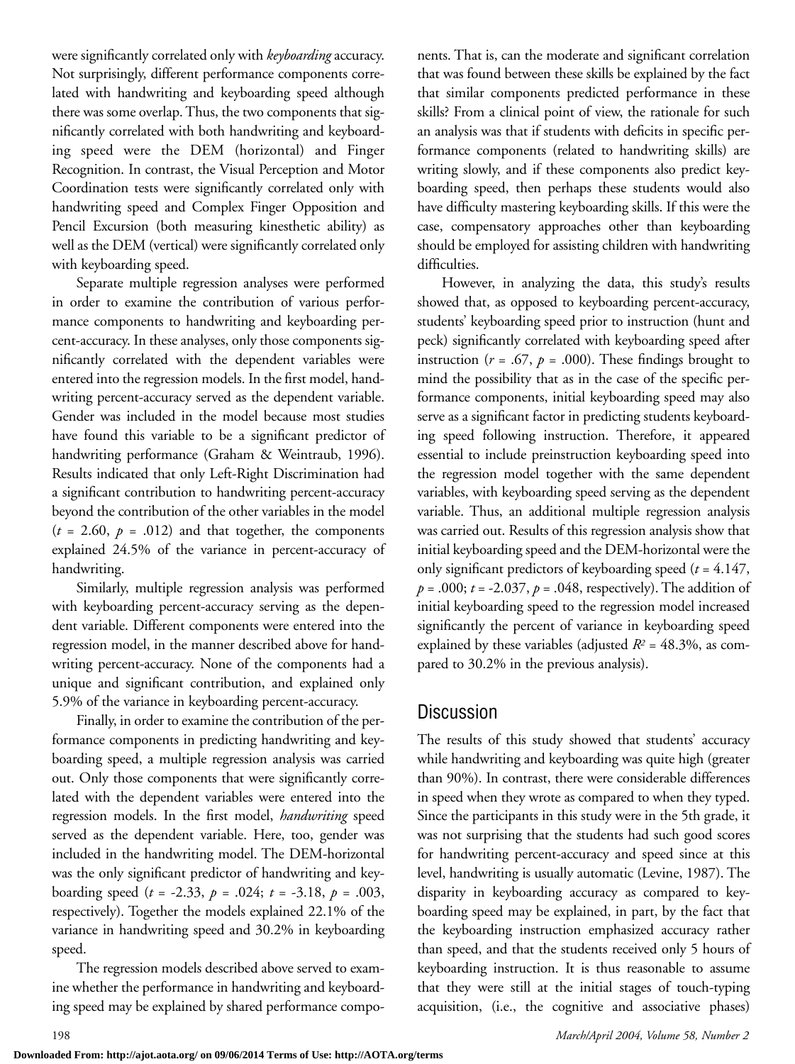were significantly correlated only with *keyboarding* accuracy. Not surprisingly, different performance components correlated with handwriting and keyboarding speed although there was some overlap. Thus, the two components that significantly correlated with both handwriting and keyboarding speed were the DEM (horizontal) and Finger Recognition. In contrast, the Visual Perception and Motor Coordination tests were significantly correlated only with handwriting speed and Complex Finger Opposition and Pencil Excursion (both measuring kinesthetic ability) as well as the DEM (vertical) were significantly correlated only with keyboarding speed.

Separate multiple regression analyses were performed in order to examine the contribution of various performance components to handwriting and keyboarding percent-accuracy. In these analyses, only those components significantly correlated with the dependent variables were entered into the regression models. In the first model, handwriting percent-accuracy served as the dependent variable. Gender was included in the model because most studies have found this variable to be a significant predictor of handwriting performance (Graham & Weintraub, 1996). Results indicated that only Left-Right Discrimination had a significant contribution to handwriting percent-accuracy beyond the contribution of the other variables in the model ($t$ = 2.60, $p$ = .012) and that together, the components explained 24.5% of the variance in percent-accuracy of handwriting.

Similarly, multiple regression analysis was performed with keyboarding percent-accuracy serving as the dependent variable. Different components were entered into the regression model, in the manner described above for handwriting percent-accuracy. None of the components had a unique and significant contribution, and explained only 5.9% of the variance in keyboarding percent-accuracy.

Finally, in order to examine the contribution of the performance components in predicting handwriting and keyboarding speed, a multiple regression analysis was carried out. Only those components that were significantly correlated with the dependent variables were entered into the regression models. In the first model, *handwriting* speed served as the dependent variable. Here, too, gender was included in the handwriting model. The DEM-horizontal was the only significant predictor of handwriting and keyboarding speed ($t$ = -2.33, $p$ = .024; $t$ = -3.18, $p$ = .003, respectively). Together the models explained 22.1% of the variance in handwriting speed and 30.2% in keyboarding speed.

The regression models described above served to examine whether the performance in handwriting and keyboarding speed may be explained by shared performance components. That is, can the moderate and significant correlation that was found between these skills be explained by the fact that similar components predicted performance in these skills? From a clinical point of view, the rationale for such an analysis was that if students with deficits in specific performance components (related to handwriting skills) are writing slowly, and if these components also predict keyboarding speed, then perhaps these students would also have difficulty mastering keyboarding skills. If this were the case, compensatory approaches other than keyboarding should be employed for assisting children with handwriting difficulties.

However, in analyzing the data, this study's results showed that, as opposed to keyboarding percent-accuracy, students' keyboarding speed prior to instruction (hunt and peck) significantly correlated with keyboarding speed after instruction ($r$ = .67, $p$ = .000). These findings brought to mind the possibility that as in the case of the specific performance components, initial keyboarding speed may also serve as a significant factor in predicting students keyboarding speed following instruction. Therefore, it appeared essential to include preinstruction keyboarding speed into the regression model together with the same dependent variables, with keyboarding speed serving as the dependent variable. Thus, an additional multiple regression analysis was carried out. Results of this regression analysis show that initial keyboarding speed and the DEM-horizontal were the only significant predictors of keyboarding speed ($t$ = 4.147, $p$ = .000; $t$ = -2.037, $p$ = .048, respectively). The addition of initial keyboarding speed to the regression model increased significantly the percent of variance in keyboarding speed explained by these variables (adjusted $R^2$ = 48.3%, as compared to 30.2% in the previous analysis).

## Discussion

The results of this study showed that students' accuracy while handwriting and keyboarding was quite high (greater than 90%). In contrast, there were considerable differences in speed when they wrote as compared to when they typed. Since the participants in this study were in the 5th grade, it was not surprising that the students had such good scores for handwriting percent-accuracy and speed since at this level, handwriting is usually automatic (Levine, 1987). The disparity in keyboarding accuracy as compared to keyboarding speed may be explained, in part, by the fact that the keyboarding instruction emphasized accuracy rather than speed, and that the students received only 5 hours of keyboarding instruction. It is thus reasonable to assume that they were still at the initial stages of touch-typing acquisition, (i.e., the cognitive and associative phases)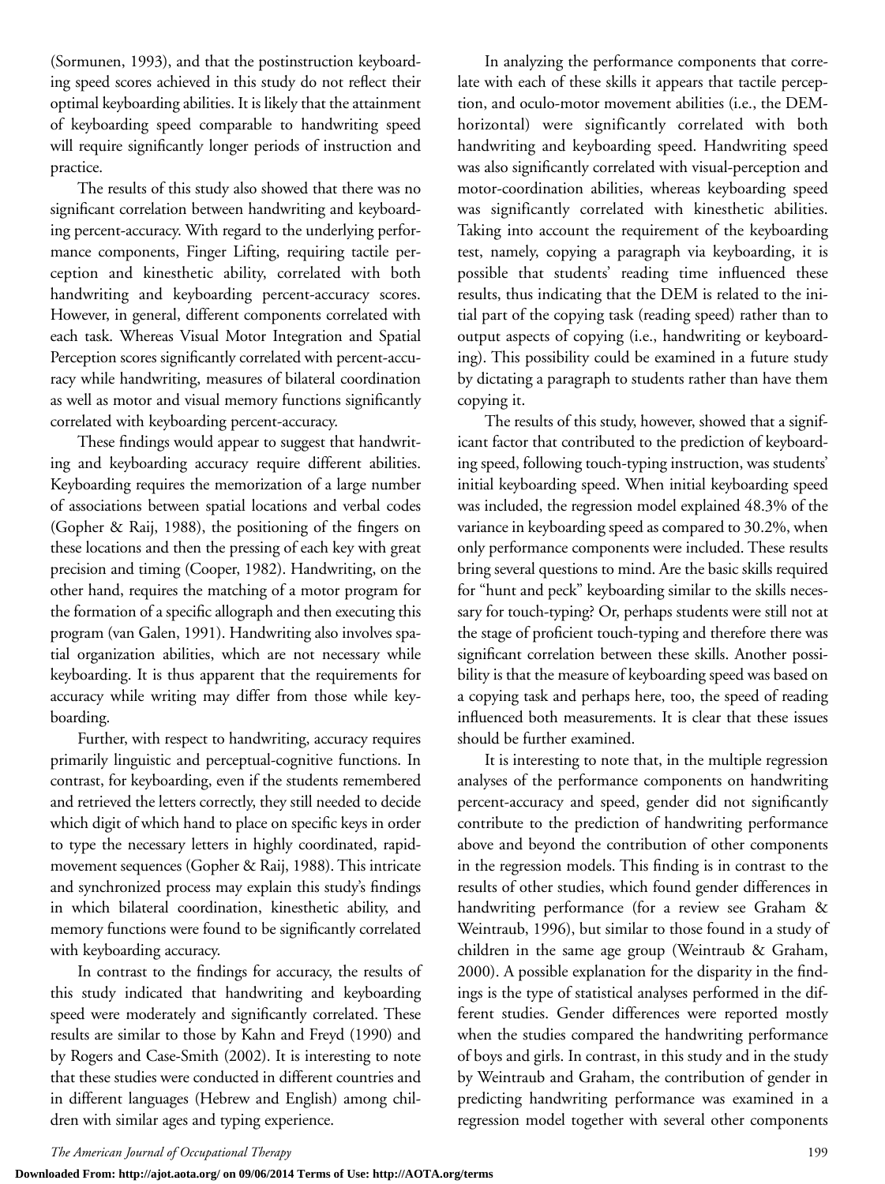(Sormunen, 1993), and that the postinstruction keyboarding speed scores achieved in this study do not reflect their optimal keyboarding abilities. It is likely that the attainment of keyboarding speed comparable to handwriting speed will require significantly longer periods of instruction and practice.

The results of this study also showed that there was no significant correlation between handwriting and keyboarding percent-accuracy. With regard to the underlying performance components, Finger Lifting, requiring tactile perception and kinesthetic ability, correlated with both handwriting and keyboarding percent-accuracy scores. However, in general, different components correlated with each task. Whereas Visual Motor Integration and Spatial Perception scores significantly correlated with percent-accuracy while handwriting, measures of bilateral coordination as well as motor and visual memory functions significantly correlated with keyboarding percent-accuracy.

These findings would appear to suggest that handwriting and keyboarding accuracy require different abilities. Keyboarding requires the memorization of a large number of associations between spatial locations and verbal codes (Gopher & Raij, 1988), the positioning of the fingers on these locations and then the pressing of each key with great precision and timing (Cooper, 1982). Handwriting, on the other hand, requires the matching of a motor program for the formation of a specific allograph and then executing this program (van Galen, 1991). Handwriting also involves spatial organization abilities, which are not necessary while keyboarding. It is thus apparent that the requirements for accuracy while writing may differ from those while keyboarding.

Further, with respect to handwriting, accuracy requires primarily linguistic and perceptual-cognitive functions. In contrast, for keyboarding, even if the students remembered and retrieved the letters correctly, they still needed to decide which digit of which hand to place on specific keys in order to type the necessary letters in highly coordinated, rapid-movement sequences (Gopher & Raij, 1988). This intricate and synchronized process may explain this study's findings in which bilateral coordination, kinesthetic ability, and memory functions were found to be significantly correlated with keyboarding accuracy.

In contrast to the findings for accuracy, the results of this study indicated that handwriting and keyboarding speed were moderately and significantly correlated. These results are similar to those by Kahn and Freyd (1990) and by Rogers and Case-Smith (2002). It is interesting to note that these studies were conducted in different countries and in different languages (Hebrew and English) among children with similar ages and typing experience.

In analyzing the performance components that correlate with each of these skills it appears that tactile perception, and oculo-motor movement abilities (i.e., the DEM-horizontal) were significantly correlated with both handwriting and keyboarding speed. Handwriting speed was also significantly correlated with visual-perception and motor-coordination abilities, whereas keyboarding speed was significantly correlated with kinesthetic abilities. Taking into account the requirement of the keyboarding test, namely, copying a paragraph via keyboarding, it is possible that students' reading time influenced these results, thus indicating that the DEM is related to the initial part of the copying task (reading speed) rather than to output aspects of copying (i.e., handwriting or keyboarding). This possibility could be examined in a future study by dictating a paragraph to students rather than have them copying it.

The results of this study, however, showed that a significant factor that contributed to the prediction of keyboarding speed, following touch-typing instruction, was students' initial keyboarding speed. When initial keyboarding speed was included, the regression model explained 48.3% of the variance in keyboarding speed as compared to 30.2%, when only performance components were included. These results bring several questions to mind. Are the basic skills required for "hunt and peck" keyboarding similar to the skills necessary for touch-typing? Or, perhaps students were still not at the stage of proficient touch-typing and therefore there was significant correlation between these skills. Another possibility is that the measure of keyboarding speed was based on a copying task and perhaps here, too, the speed of reading influenced both measurements. It is clear that these issues should be further examined.

It is interesting to note that, in the multiple regression analyses of the performance components on handwriting percent-accuracy and speed, gender did not significantly contribute to the prediction of handwriting performance above and beyond the contribution of other components in the regression models. This finding is in contrast to the results of other studies, which found gender differences in handwriting performance (for a review see Graham & Weintraub, 1996), but similar to those found in a study of children in the same age group (Weintraub & Graham, 2000). A possible explanation for the disparity in the findings is the type of statistical analyses performed in the different studies. Gender differences were reported mostly when the studies compared the handwriting performance of boys and girls. In contrast, in this study and in the study by Weintraub and Graham, the contribution of gender in predicting handwriting performance was examined in a regression model together with several other components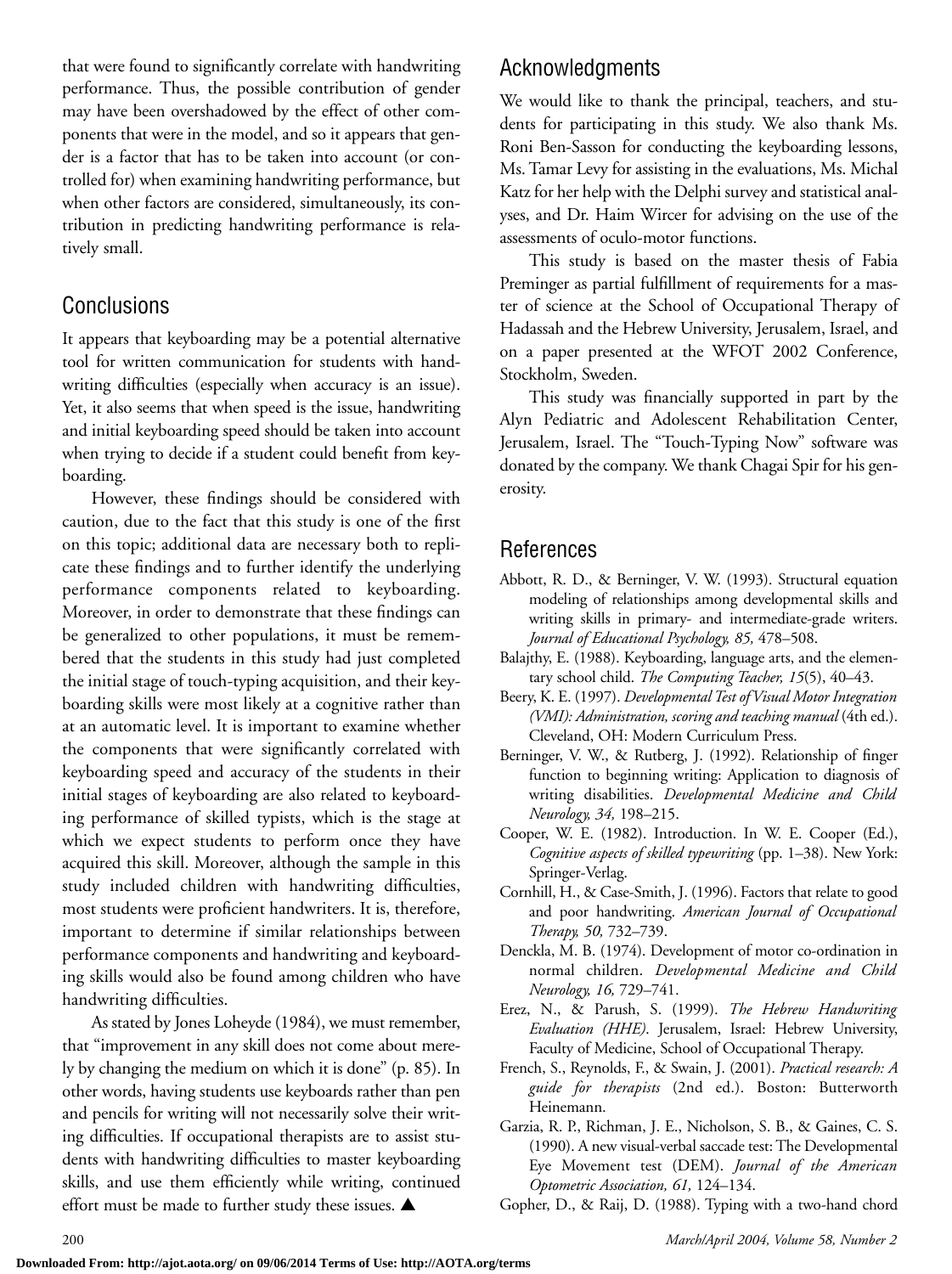that were found to significantly correlate with handwriting performance. Thus, the possible contribution of gender may have been overshadowed by the effect of other components that were in the model, and so it appears that gender is a factor that has to be taken into account (or controlled for) when examining handwriting performance, but when other factors are considered, simultaneously, its contribution in predicting handwriting performance is relatively small.

## Conclusions

It appears that keyboarding may be a potential alternative tool for written communication for students with handwriting difficulties (especially when accuracy is an issue). Yet, it also seems that when speed is the issue, handwriting and initial keyboarding speed should be taken into account when trying to decide if a student could benefit from keyboarding.

However, these findings should be considered with caution, due to the fact that this study is one of the first on this topic; additional data are necessary both to replicate these findings and to further identify the underlying performance components related to keyboarding. Moreover, in order to demonstrate that these findings can be generalized to other populations, it must be remembered that the students in this study had just completed the initial stage of touch-typing acquisition, and their keyboarding skills were most likely at a cognitive rather than at an automatic level. It is important to examine whether the components that were significantly correlated with keyboarding speed and accuracy of the students in their initial stages of keyboarding are also related to keyboarding performance of skilled typists, which is the stage at which we expect students to perform once they have acquired this skill. Moreover, although the sample in this study included children with handwriting difficulties, most students were proficient handwriters. It is, therefore, important to determine if similar relationships between performance components and handwriting and keyboarding skills would also be found among children who have handwriting difficulties.

As stated by Jones Loheyde (1984), we must remember, that "improvement in any skill does not come about merely by changing the medium on which it is done" (p. 85). In other words, having students use keyboards rather than pen and pencils for writing will not necessarily solve their writing difficulties. If occupational therapists are to assist students with handwriting difficulties to master keyboarding skills, and use them efficiently while writing, continued effort must be made to further study these issues. ▲

## Acknowledgments

We would like to thank the principal, teachers, and students for participating in this study. We also thank Ms. Roni Ben-Sasson for conducting the keyboarding lessons, Ms. Tamar Levy for assisting in the evaluations, Ms. Michal Katz for her help with the Delphi survey and statistical analyses, and Dr. Haim Wircer for advising on the use of the assessments of oculo-motor functions.

This study is based on the master thesis of Fabia Preminger as partial fulfillment of requirements for a master of science at the School of Occupational Therapy of Hadassah and the Hebrew University, Jerusalem, Israel, and on a paper presented at the WFOT 2002 Conference, Stockholm, Sweden.

This study was financially supported in part by the Alyn Pediatric and Adolescent Rehabilitation Center, Jerusalem, Israel. The "Touch-Typing Now" software was donated by the company. We thank Chagai Spir for his generosity.

## References

Abbott, R. D., & Berninger, V. W. (1993). Structural equation modeling of relationships among developmental skills and writing skills in primary- and intermediate-grade writers. *Journal of Educational Psychology, 85,* 478–508.

Balajthy, E. (1988). Keyboarding, language arts, and the elementary school child. *The Computing Teacher, 15*(5), 40–43.

Beery, K. E. (1997). *Developmental Test of Visual Motor Integration (VMI): Administration, scoring and teaching manual* (4th ed.). Cleveland, OH: Modern Curriculum Press.

Berninger, V. W., & Rutberg, J. (1992). Relationship of finger function to beginning writing: Application to diagnosis of writing disabilities. *Developmental Medicine and Child Neurology, 34,* 198–215.

Cooper, W. E. (1982). Introduction. In W. E. Cooper (Ed.), *Cognitive aspects of skilled typewriting* (pp. 1–38). New York: Springer-Verlag.

Cornhill, H., & Case-Smith, J. (1996). Factors that relate to good and poor handwriting. *American Journal of Occupational Therapy, 50,* 732–739.

Denckla, M. B. (1974). Development of motor co-ordination in normal children. *Developmental Medicine and Child Neurology, 16,* 729–741.

Erez, N., & Parush, S. (1999). *The Hebrew Handwriting Evaluation (HHE).* Jerusalem, Israel: Hebrew University, Faculty of Medicine, School of Occupational Therapy.

French, S., Reynolds, F., & Swain, J. (2001). *Practical research: A guide for therapists* (2nd ed.). Boston: Butterworth Heinemann.

Garzia, R. P., Richman, J. E., Nicholson, S. B., & Gaines, C. S. (1990). A new visual-verbal saccade test: The Developmental Eye Movement test (DEM). *Journal of the American Optometric Association, 61,* 124–134.

Gopher, D., & Raij, D. (1988). Typing with a two-hand chord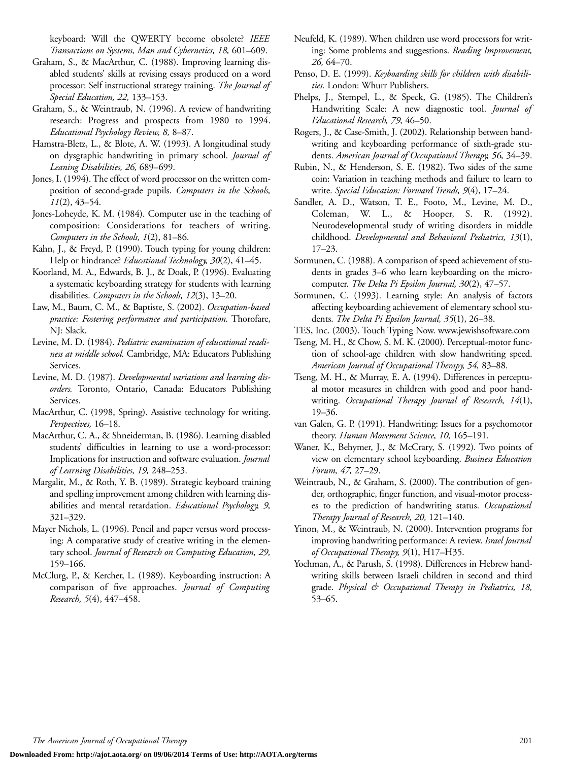keyboard: Will the QWERTY become obsolete? *IEEE Transactions on Systems, Man and Cybernetics, 18,* 601–609.

Graham, S., & MacArthur, C. (1988). Improving learning disabled students' skills at revising essays produced on a word processor: Self instructional strategy training. *The Journal of Special Education, 22,* 133–153.

Graham, S., & Weintraub, N. (1996). A review of handwriting research: Progress and prospects from 1980 to 1994. *Educational Psychology Review, 8,* 8–87.

Hamstra-Bletz, L., & Blote, A. W. (1993). A longitudinal study on dysgraphic handwriting in primary school. *Journal of Leaning Disabilities, 26,* 689–699.

Jones, I. (1994). The effect of word processor on the written composition of second-grade pupils. *Computers in the Schools, 11*(2), 43–54.

Jones-Loheyde, K. M. (1984). Computer use in the teaching of composition: Considerations for teachers of writing. *Computers in the Schools, 1*(2), 81–86.

Kahn, J., & Freyd, P. (1990). Touch typing for young children: Help or hindrance? *Educational Technology, 30*(2), 41–45.

Koorland, M. A., Edwards, B. J., & Doak, P. (1996). Evaluating a systematic keyboarding strategy for students with learning disabilities. *Computers in the Schools, 12*(3), 13–20.

Law, M., Baum, C. M., & Baptiste, S. (2002). *Occupation-based practice: Fostering performance and participation.* Thorofare, NJ: Slack.

Levine, M. D. (1984). *Pediatric examination of educational readiness at middle school.* Cambridge, MA: Educators Publishing Services.

Levine, M. D. (1987). *Developmental variations and learning disorders.* Toronto, Ontario, Canada: Educators Publishing Services.

MacArthur, C. (1998, Spring). Assistive technology for writing. *Perspectives,* 16–18.

MacArthur, C. A., & Shneiderman, B. (1986). Learning disabled students' difficulties in learning to use a word-processor: Implications for instruction and software evaluation. *Journal of Learning Disabilities, 19,* 248–253.

Margalit, M., & Roth, Y. B. (1989). Strategic keyboard training and spelling improvement among children with learning disabilities and mental retardation. *Educational Psychology, 9,* 321–329.

Mayer Nichols, L. (1996). Pencil and paper versus word processing: A comparative study of creative writing in the elementary school. *Journal of Research on Computing Education, 29,* 159–166.

McClurg, P., & Kercher, L. (1989). Keyboarding instruction: A comparison of five approaches. *Journal of Computing Research, 5*(4), 447–458.

Neufeld, K. (1989). When children use word processors for writing: Some problems and suggestions. *Reading Improvement, 26,* 64–70.

Penso, D. E. (1999). *Keyboarding skills for children with disabilities.* London: Whurr Publishers.

Phelps, J., Stempel, L., & Speck, G. (1985). The Children's Handwriting Scale: A new diagnostic tool. *Journal of Educational Research, 79,* 46–50.

Rogers, J., & Case-Smith, J. (2002). Relationship between handwriting and keyboarding performance of sixth-grade students. *American Journal of Occupational Therapy, 56,* 34–39.

Rubin, N., & Henderson, S. E. (1982). Two sides of the same coin: Variation in teaching methods and failure to learn to write. *Special Education: Forward Trends, 9*(4), 17–24.

Sandler, A. D., Watson, T. E., Footo, M., Levine, M. D., Coleman, W. L., & Hooper, S. R. (1992). Neurodevelopmental study of writing disorders in middle childhood. *Developmental and Behavioral Pediatrics, 13*(1), 17–23.

Sormunen, C. (1988). A comparison of speed achievement of students in grades 3–6 who learn keyboarding on the microcomputer. *The Delta Pi Epsilon Journal, 30*(2), 47–57.

Sormunen, C. (1993). Learning style: An analysis of factors affecting keyboarding achievement of elementary school students. *The Delta Pi Epsilon Journal, 35*(1), 26–38.

TES, Inc. (2003). Touch Typing Now. www.jewishsoftware.com

Tseng, M. H., & Chow, S. M. K. (2000). Perceptual-motor function of school-age children with slow handwriting speed. *American Journal of Occupational Therapy, 54,* 83–88.

Tseng, M. H., & Murray, E. A. (1994). Differences in perceptual motor measures in children with good and poor handwriting. *Occupational Therapy Journal of Research, 14*(1), 19–36.

van Galen, G. P. (1991). Handwriting: Issues for a psychomotor theory. *Human Movement Science, 10,* 165–191.

Waner, K., Behymer, J., & McCrary, S. (1992). Two points of view on elementary school keyboarding. *Business Education Forum, 47,* 27–29.

Weintraub, N., & Graham, S. (2000). The contribution of gender, orthographic, finger function, and visual-motor processes to the prediction of handwriting status. *Occupational Therapy Journal of Research, 20,* 121–140.

Yinon, M., & Weintraub, N. (2000). Intervention programs for improving handwriting performance: A review. *Israel Journal of Occupational Therapy, 9*(1), H17–H35.

Yochman, A., & Parush, S. (1998). Differences in Hebrew handwriting skills between Israeli children in second and third grade. *Physical & Occupational Therapy in Pediatrics, 18,* 53–65.